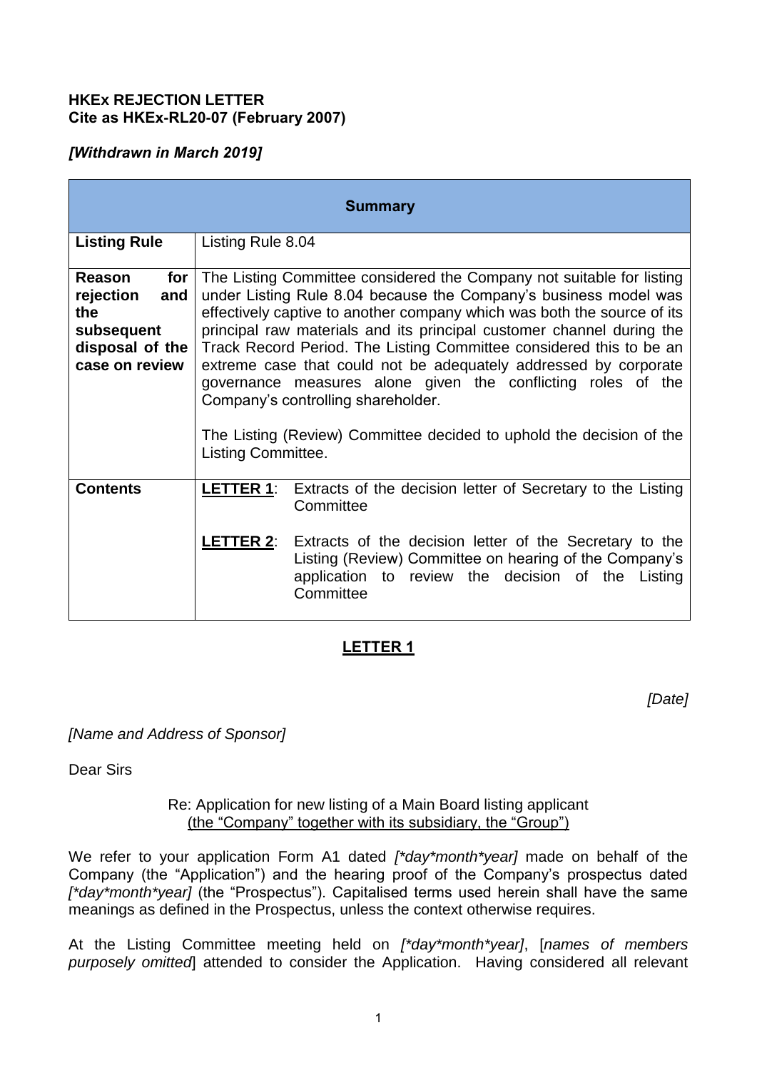**HKEx REJECTION LETTER**
**Cite as HKEx-RL20-07 (February 2007)**

***[Withdrawn in March 2019]***

| **Summary** | |
|---|---|
| **Listing Rule** | Listing Rule 8.04 |
| **Reason for rejection and the subsequent disposal of the case on review** | The Listing Committee considered the Company not suitable for listing under Listing Rule 8.04 because the Company's business model was effectively captive to another company which was both the source of its principal raw materials and its principal customer channel during the Track Record Period. The Listing Committee considered this to be an extreme case that could not be adequately addressed by corporate governance measures alone given the conflicting roles of the Company's controlling shareholder.<br><br>The Listing (Review) Committee decided to uphold the decision of the Listing Committee. |
| **Contents** | **LETTER 1**: Extracts of the decision letter of Secretary to the Listing Committee<br><br>**LETTER 2**: Extracts of the decision letter of the Secretary to the Listing (Review) Committee on hearing of the Company's application to review the decision of the Listing Committee |

## LETTER 1

*[Date]*

*[Name and Address of Sponsor]*

Dear Sirs

Re: Application for new listing of a Main Board listing applicant
(the "Company" together with its subsidiary, the "Group")

We refer to your application Form A1 dated *[*day*month*year]* made on behalf of the Company (the "Application") and the hearing proof of the Company's prospectus dated *[*day*month*year]* (the "Prospectus"). Capitalised terms used herein shall have the same meanings as defined in the Prospectus, unless the context otherwise requires.

At the Listing Committee meeting held on *[*day*month*year]*, [*names of members purposely omitted*] attended to consider the Application. Having considered all relevant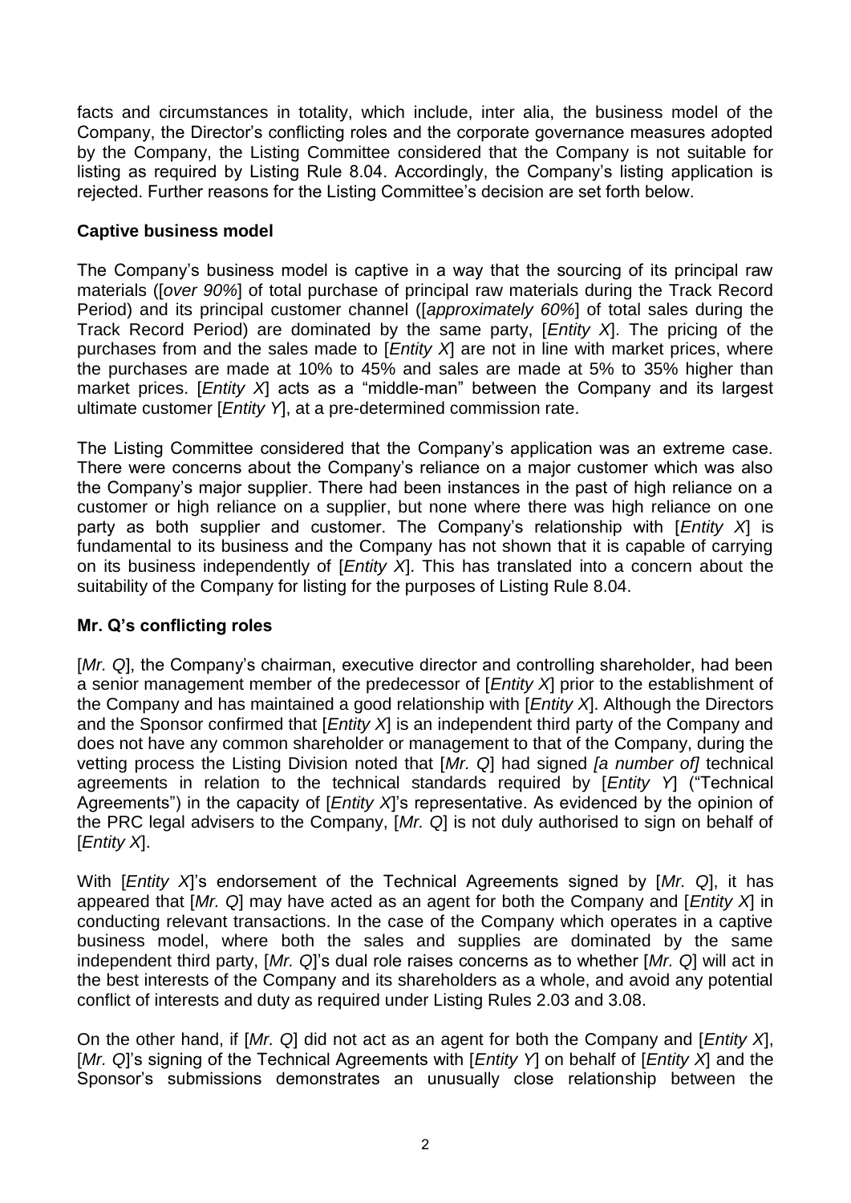facts and circumstances in totality, which include, inter alia, the business model of the Company, the Director's conflicting roles and the corporate governance measures adopted by the Company, the Listing Committee considered that the Company is not suitable for listing as required by Listing Rule 8.04. Accordingly, the Company's listing application is rejected. Further reasons for the Listing Committee's decision are set forth below.

**Captive business model**

The Company's business model is captive in a way that the sourcing of its principal raw materials ([*over 90%*] of total purchase of principal raw materials during the Track Record Period) and its principal customer channel ([*approximately 60%*] of total sales during the Track Record Period) are dominated by the same party, [*Entity X*]. The pricing of the purchases from and the sales made to [*Entity X*] are not in line with market prices, where the purchases are made at 10% to 45% and sales are made at 5% to 35% higher than market prices. [*Entity X*] acts as a "middle-man" between the Company and its largest ultimate customer [*Entity Y*], at a pre-determined commission rate.

The Listing Committee considered that the Company's application was an extreme case. There were concerns about the Company's reliance on a major customer which was also the Company's major supplier. There had been instances in the past of high reliance on a customer or high reliance on a supplier, but none where there was high reliance on one party as both supplier and customer. The Company's relationship with [*Entity X*] is fundamental to its business and the Company has not shown that it is capable of carrying on its business independently of [*Entity X*]. This has translated into a concern about the suitability of the Company for listing for the purposes of Listing Rule 8.04.

**Mr. Q's conflicting roles**

[*Mr. Q*], the Company's chairman, executive director and controlling shareholder, had been a senior management member of the predecessor of [*Entity X*] prior to the establishment of the Company and has maintained a good relationship with [*Entity X*]. Although the Directors and the Sponsor confirmed that [*Entity X*] is an independent third party of the Company and does not have any common shareholder or management to that of the Company, during the vetting process the Listing Division noted that [*Mr. Q*] had signed *[a number of]* technical agreements in relation to the technical standards required by [*Entity Y*] ("Technical Agreements") in the capacity of [*Entity X*]'s representative. As evidenced by the opinion of the PRC legal advisers to the Company, [*Mr. Q*] is not duly authorised to sign on behalf of [*Entity X*].

With [*Entity X*]'s endorsement of the Technical Agreements signed by [*Mr. Q*], it has appeared that [*Mr. Q*] may have acted as an agent for both the Company and [*Entity X*] in conducting relevant transactions. In the case of the Company which operates in a captive business model, where both the sales and supplies are dominated by the same independent third party, [*Mr. Q*]'s dual role raises concerns as to whether [*Mr. Q*] will act in the best interests of the Company and its shareholders as a whole, and avoid any potential conflict of interests and duty as required under Listing Rules 2.03 and 3.08.

On the other hand, if [*Mr. Q*] did not act as an agent for both the Company and [*Entity X*], [*Mr. Q*]'s signing of the Technical Agreements with [*Entity Y*] on behalf of [*Entity X*] and the Sponsor's submissions demonstrates an unusually close relationship between the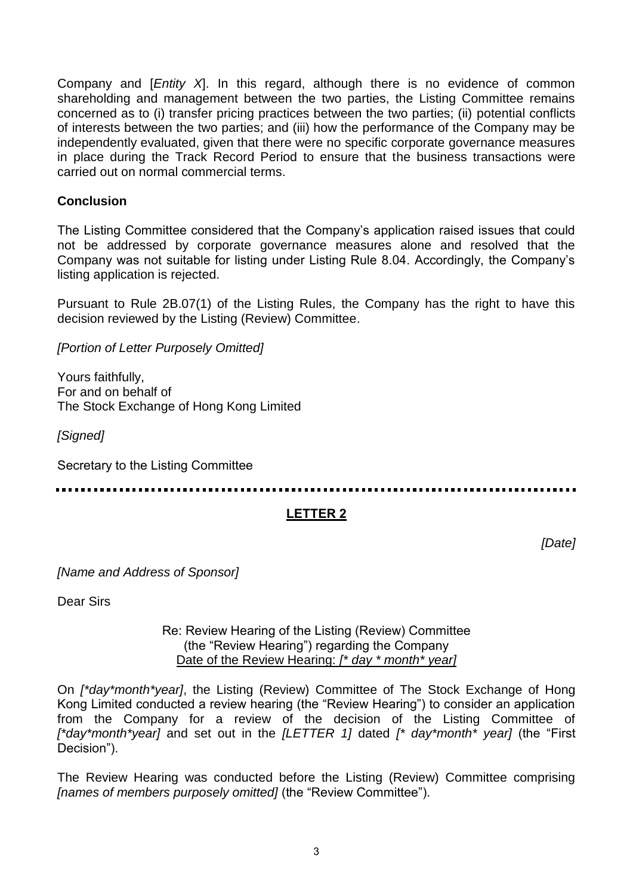Company and [*Entity X*]. In this regard, although there is no evidence of common shareholding and management between the two parties, the Listing Committee remains concerned as to (i) transfer pricing practices between the two parties; (ii) potential conflicts of interests between the two parties; and (iii) how the performance of the Company may be independently evaluated, given that there were no specific corporate governance measures in place during the Track Record Period to ensure that the business transactions were carried out on normal commercial terms.

**Conclusion**

The Listing Committee considered that the Company's application raised issues that could not be addressed by corporate governance measures alone and resolved that the Company was not suitable for listing under Listing Rule 8.04. Accordingly, the Company's listing application is rejected.

Pursuant to Rule 2B.07(1) of the Listing Rules, the Company has the right to have this decision reviewed by the Listing (Review) Committee.

*[Portion of Letter Purposely Omitted]*

Yours faithfully,
For and on behalf of
The Stock Exchange of Hong Kong Limited

*[Signed]*

Secretary to the Listing Committee

---

## LETTER 2

*[Date]*

*[Name and Address of Sponsor]*

Dear Sirs

Re: Review Hearing of the Listing (Review) Committee
(the "Review Hearing") regarding the Company
Date of the Review Hearing: *[* day * month* year]*

On *[*day*month*year]*, the Listing (Review) Committee of The Stock Exchange of Hong Kong Limited conducted a review hearing (the "Review Hearing") to consider an application from the Company for a review of the decision of the Listing Committee of *[*day*month*year]* and set out in the *[LETTER 1]* dated *[* day*month* year]* (the "First Decision").

The Review Hearing was conducted before the Listing (Review) Committee comprising *[names of members purposely omitted]* (the "Review Committee").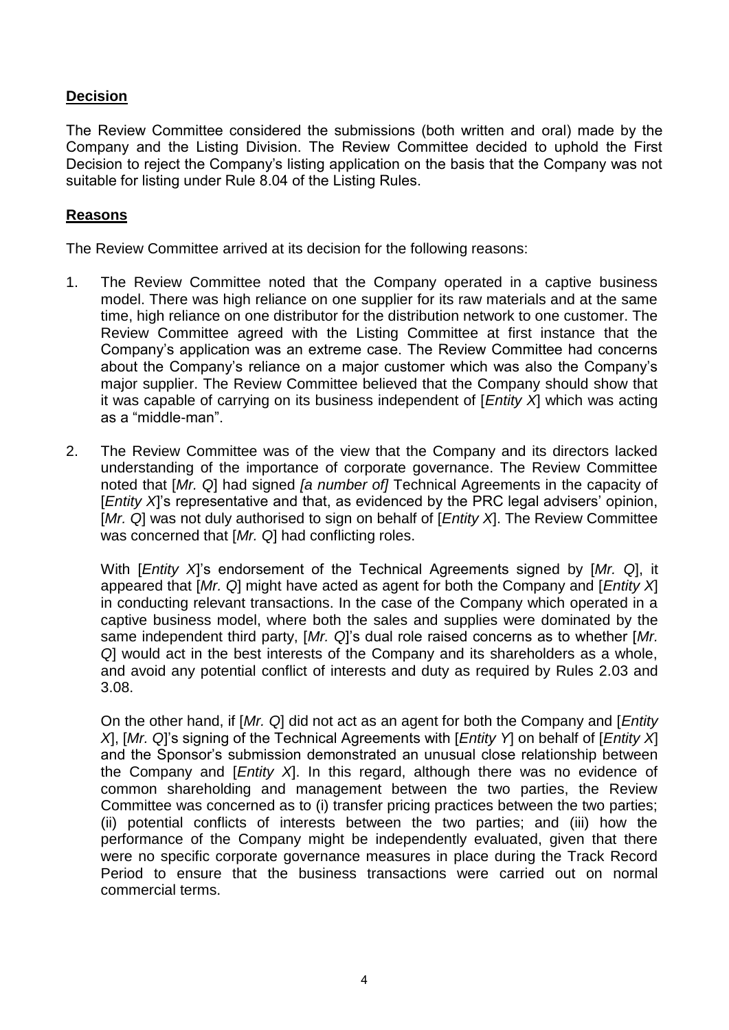**Decision**

The Review Committee considered the submissions (both written and oral) made by the Company and the Listing Division. The Review Committee decided to uphold the First Decision to reject the Company's listing application on the basis that the Company was not suitable for listing under Rule 8.04 of the Listing Rules.

**Reasons**

The Review Committee arrived at its decision for the following reasons:

1. The Review Committee noted that the Company operated in a captive business model. There was high reliance on one supplier for its raw materials and at the same time, high reliance on one distributor for the distribution network to one customer. The Review Committee agreed with the Listing Committee at first instance that the Company's application was an extreme case. The Review Committee had concerns about the Company's reliance on a major customer which was also the Company's major supplier. The Review Committee believed that the Company should show that it was capable of carrying on its business independent of [*Entity X*] which was acting as a "middle-man".

2. The Review Committee was of the view that the Company and its directors lacked understanding of the importance of corporate governance. The Review Committee noted that [*Mr. Q*] had signed *[a number of]* Technical Agreements in the capacity of [*Entity X*]'s representative and that, as evidenced by the PRC legal advisers' opinion, [*Mr. Q*] was not duly authorised to sign on behalf of [*Entity X*]. The Review Committee was concerned that [*Mr. Q*] had conflicting roles.

   With [*Entity X*]'s endorsement of the Technical Agreements signed by [*Mr. Q*], it appeared that [*Mr. Q*] might have acted as agent for both the Company and [*Entity X*] in conducting relevant transactions. In the case of the Company which operated in a captive business model, where both the sales and supplies were dominated by the same independent third party, [*Mr. Q*]'s dual role raised concerns as to whether [*Mr. Q*] would act in the best interests of the Company and its shareholders as a whole, and avoid any potential conflict of interests and duty as required by Rules 2.03 and 3.08.

   On the other hand, if [*Mr. Q*] did not act as an agent for both the Company and [*Entity X*], [*Mr. Q*]'s signing of the Technical Agreements with [*Entity Y*] on behalf of [*Entity X*] and the Sponsor's submission demonstrated an unusual close relationship between the Company and [*Entity X*]. In this regard, although there was no evidence of common shareholding and management between the two parties, the Review Committee was concerned as to (i) transfer pricing practices between the two parties; (ii) potential conflicts of interests between the two parties; and (iii) how the performance of the Company might be independently evaluated, given that there were no specific corporate governance measures in place during the Track Record Period to ensure that the business transactions were carried out on normal commercial terms.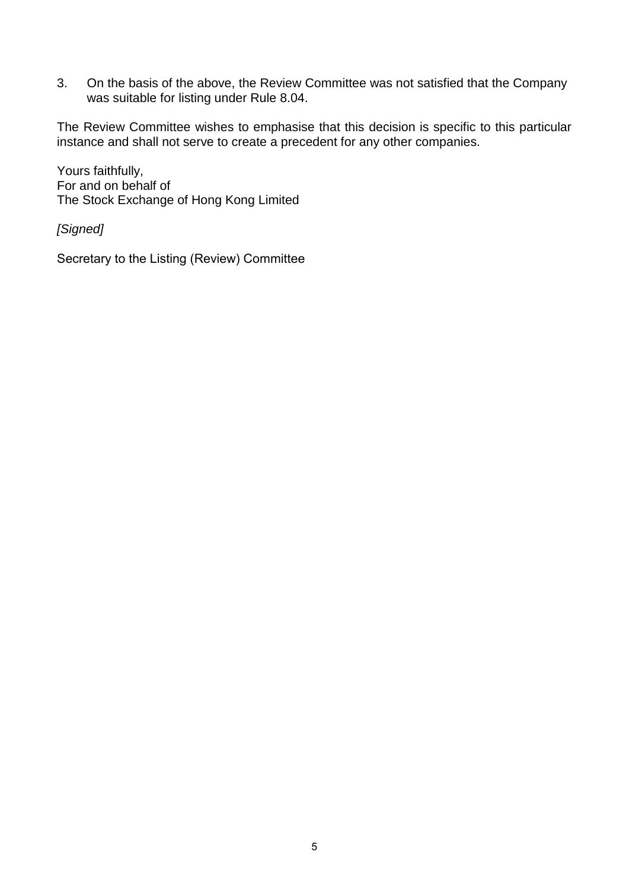3. On the basis of the above, the Review Committee was not satisfied that the Company was suitable for listing under Rule 8.04.

The Review Committee wishes to emphasise that this decision is specific to this particular instance and shall not serve to create a precedent for any other companies.

Yours faithfully,  
For and on behalf of  
The Stock Exchange of Hong Kong Limited

*[Signed]*

Secretary to the Listing (Review) Committee